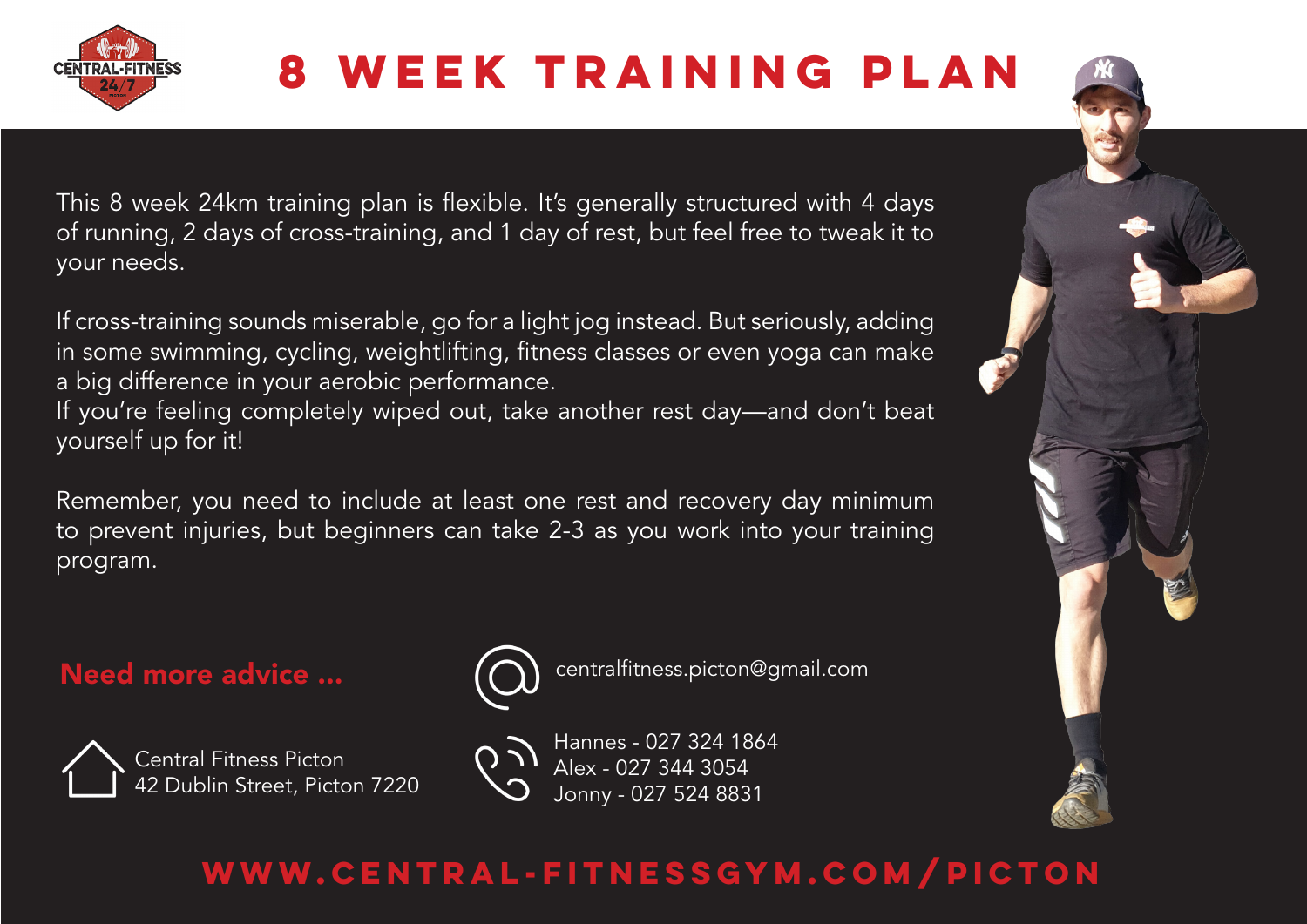# 8 WEEK TRAINING PLAN

This 8 week 24km training plan is flexible. It's generally structured with 4 days of running, 2 days of cross-training, and 1 day of rest, but feel free to tweak it to your needs.

If cross-training sounds miserable, go for a light jog instead. But seriously, adding in some swimming, cycling, weightlifting, fitness classes or even yoga can make a big difference in your aerobic performance.
If you're feeling completely wiped out, take another rest day—and don't beat yourself up for it!

Remember, you need to include at least one rest and recovery day minimum to prevent injuries, but beginners can take 2-3 as you work into your training program.

**Need more advice ...**

Central Fitness Picton
42 Dublin Street, Picton 7220

centralfitness.picton@gmail.com

Hannes - 027 324 1864
Alex - 027 344 3054
Jonny - 027 524 8831

**WWW.CENTRAL-FITNESSGYM.COM/PICTON**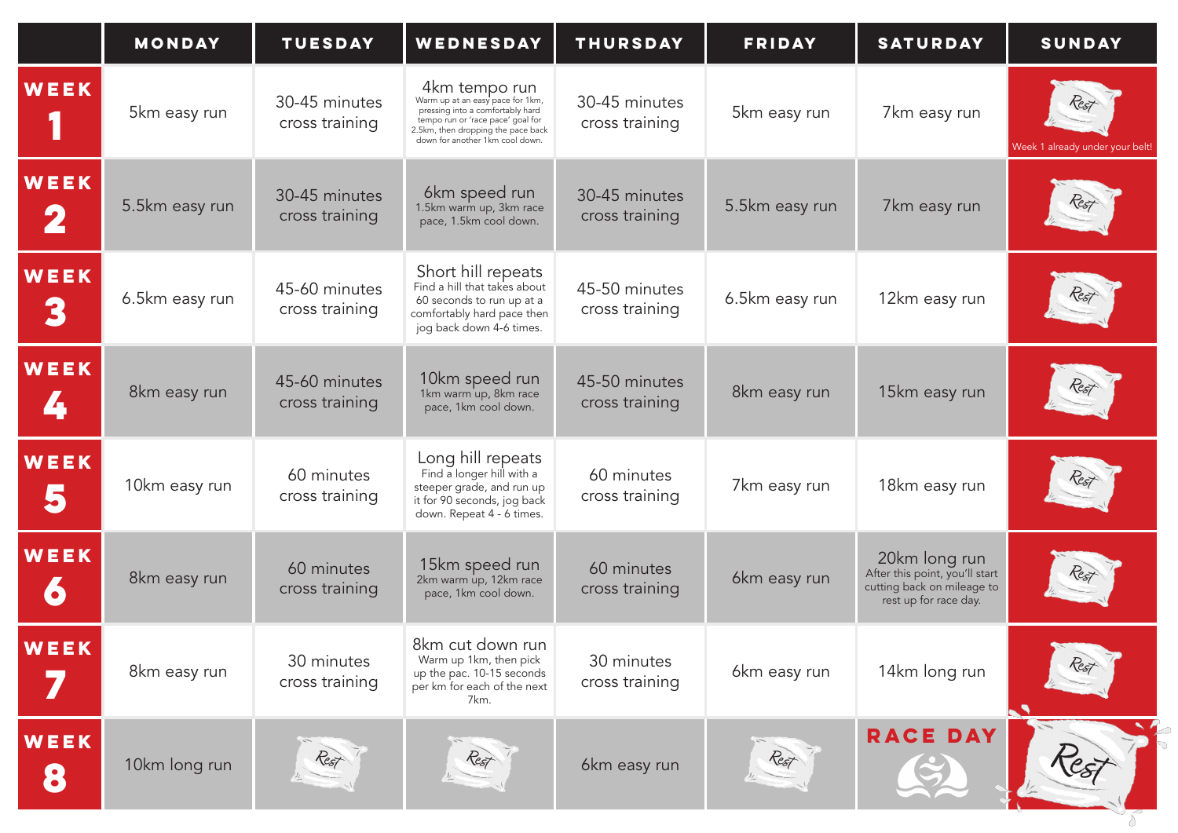| | MONDAY | TUESDAY | WEDNESDAY | THURSDAY | FRIDAY | SATURDAY | SUNDAY |
|---|---|---|---|---|---|---|---|
| WEEK 1 | 5km easy run | 30-45 minutes cross training | 4km tempo run Warm up at an easy pace for 1km, pressing into a comfortably hard tempo run or 'race pace' goal for 2.5km, then dropping the pace back down for another 1km cool down. | 30-45 minutes cross training | 5km easy run | 7km easy run | Rest Week 1 already under your belt! |
| WEEK 2 | 5.5km easy run | 30-45 minutes cross training | 6km speed run 1.5km warm up, 3km race pace, 1.5km cool down. | 30-45 minutes cross training | 5.5km easy run | 7km easy run | Rest |
| WEEK 3 | 6.5km easy run | 45-60 minutes cross training | Short hill repeats Find a hill that takes about 60 seconds to run up at a comfortably hard pace then jog back down 4-6 times. | 45-50 minutes cross training | 6.5km easy run | 12km easy run | Rest |
| WEEK 4 | 8km easy run | 45-60 minutes cross training | 10km speed run 1km warm up, 8km race pace, 1km cool down. | 45-50 minutes cross training | 8km easy run | 15km easy run | Rest |
| WEEK 5 | 10km easy run | 60 minutes cross training | Long hill repeats Find a longer hill with a steeper grade, and run up it for 90 seconds, jog back down. Repeat 4 - 6 times. | 60 minutes cross training | 7km easy run | 18km easy run | Rest |
| WEEK 6 | 8km easy run | 60 minutes cross training | 15km speed run 2km warm up, 12km race pace, 1km cool down. | 60 minutes cross training | 6km easy run | 20km long run After this point, you'll start cutting back on mileage to rest up for race day. | Rest |
| WEEK 7 | 8km easy run | 30 minutes cross training | 8km cut down run Warm up 1km, then pick up the pac. 10-15 seconds per km for each of the next 7km. | 30 minutes cross training | 6km easy run | 14km long run | Rest |
| WEEK 8 | 10km long run | Rest | Rest | 6km easy run | Rest | RACE DAY | Rest |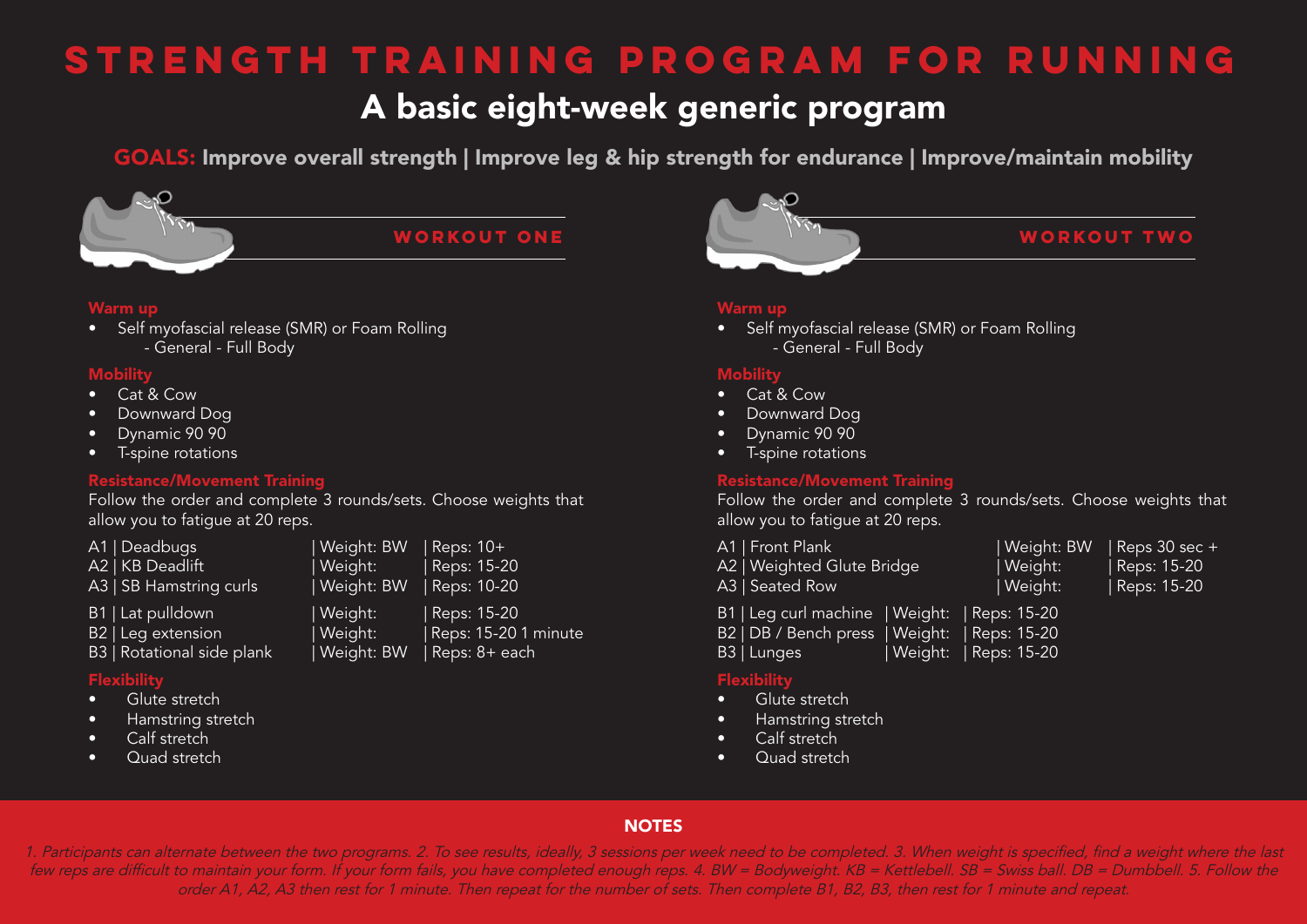# STRENGTH TRAINING PROGRAM FOR RUNNING

## A basic eight-week generic program

**GOALS:** Improve overall strength | Improve leg & hip strength for endurance | Improve/maintain mobility

### WORKOUT ONE

**Warm up**

- Self myofascial release (SMR) or Foam Rolling
  - General - Full Body

**Mobility**

- Cat & Cow
- Downward Dog
- Dynamic 90 90
- T-spine rotations

**Resistance/Movement Training**

Follow the order and complete 3 rounds/sets. Choose weights that allow you to fatigue at 20 reps.

| | | |
|---|---|---|
| A1 \| Deadbugs | Weight: BW | Reps: 10+ |
| A2 \| KB Deadlift | Weight: | Reps: 15-20 |
| A3 \| SB Hamstring curls | Weight: BW | Reps: 10-20 |
| B1 \| Lat pulldown | Weight: | Reps: 15-20 |
| B2 \| Leg extension | Weight: | Reps: 15-20 1 minute |
| B3 \| Rotational side plank | Weight: BW | Reps: 8+ each |

**Flexibility**

- Glute stretch
- Hamstring stretch
- Calf stretch
- Quad stretch

### WORKOUT TWO

**Warm up**

- Self myofascial release (SMR) or Foam Rolling
  - General - Full Body

**Mobility**

- Cat & Cow
- Downward Dog
- Dynamic 90 90
- T-spine rotations

**Resistance/Movement Training**

Follow the order and complete 3 rounds/sets. Choose weights that allow you to fatigue at 20 reps.

| | | |
|---|---|---|
| A1 \| Front Plank | Weight: BW | Reps 30 sec + |
| A2 \| Weighted Glute Bridge | Weight: | Reps: 15-20 |
| A3 \| Seated Row | Weight: | Reps: 15-20 |
| B1 \| Leg curl machine | Weight: | Reps: 15-20 |
| B2 \| DB / Bench press | Weight: | Reps: 15-20 |
| B3 \| Lunges | Weight: | Reps: 15-20 |

**Flexibility**

- Glute stretch
- Hamstring stretch
- Calf stretch
- Quad stretch

### NOTES

*1. Participants can alternate between the two programs. 2. To see results, ideally, 3 sessions per week need to be completed. 3. When weight is specified, find a weight where the last few reps are difficult to maintain your form. If your form fails, you have completed enough reps. 4. BW = Bodyweight. KB = Kettlebell. SB = Swiss ball. DB = Dumbbell. 5. Follow the order A1, A2, A3 then rest for 1 minute. Then repeat for the number of sets. Then complete B1, B2, B3, then rest for 1 minute and repeat.*